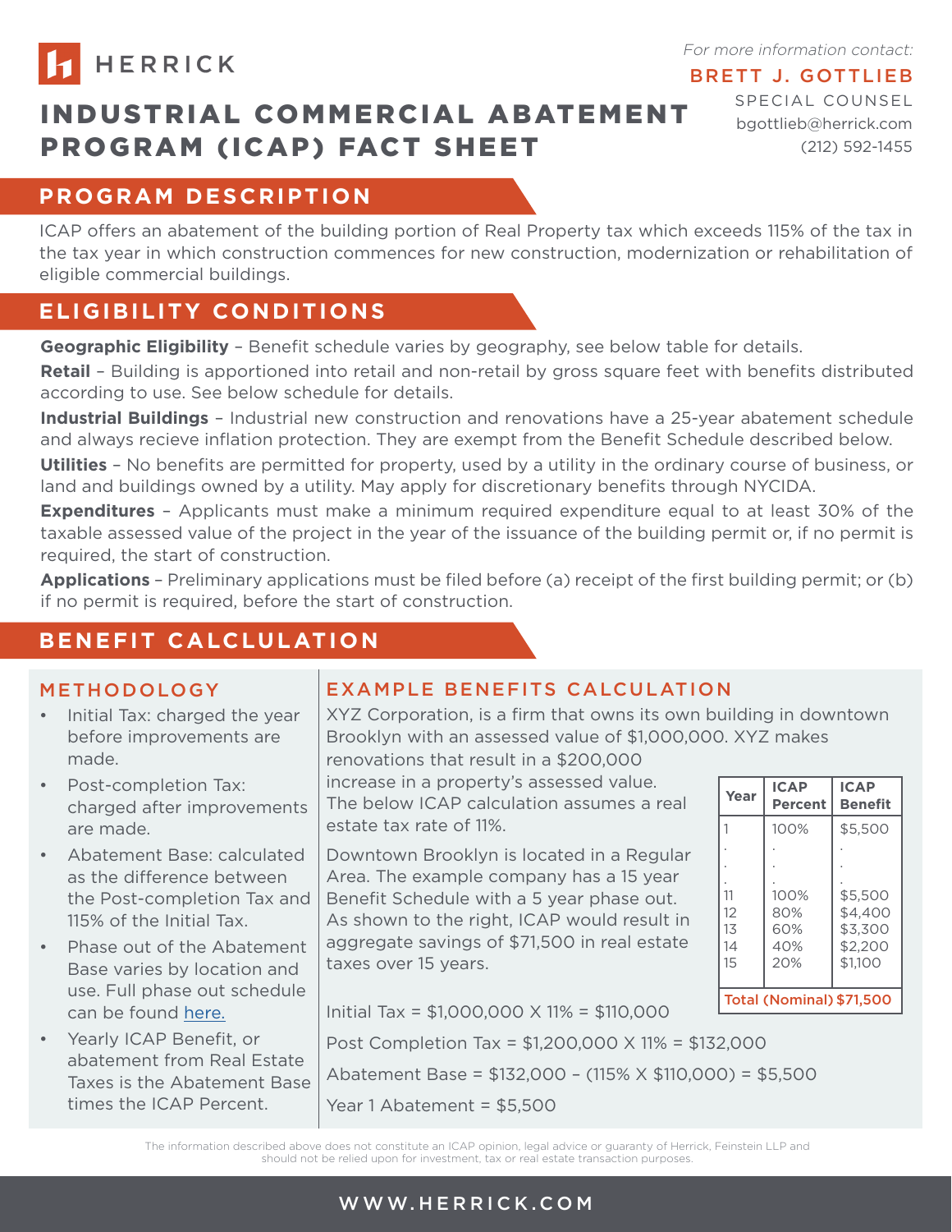HERRICK

*For more information contact:*

**BRETT J. GOTTLIEB**
SPECIAL COUNSEL
bgottlieb@herrick.com
(212) 592-1455

# INDUSTRIAL COMMERCIAL ABATEMENT PROGRAM (ICAP) FACT SHEET

## PROGRAM DESCRIPTION

ICAP offers an abatement of the building portion of Real Property tax which exceeds 115% of the tax in the tax year in which construction commences for new construction, modernization or rehabilitation of eligible commercial buildings.

## ELIGIBILITY CONDITIONS

**Geographic Eligibility** – Benefit schedule varies by geography, see below table for details.

**Retail** – Building is apportioned into retail and non-retail by gross square feet with benefits distributed according to use. See below schedule for details.

**Industrial Buildings** – Industrial new construction and renovations have a 25-year abatement schedule and always recieve inflation protection. They are exempt from the Benefit Schedule described below.

**Utilities** – No benefits are permitted for property, used by a utility in the ordinary course of business, or land and buildings owned by a utility. May apply for discretionary benefits through NYCIDA.

**Expenditures** – Applicants must make a minimum required expenditure equal to at least 30% of the taxable assessed value of the project in the year of the issuance of the building permit or, if no permit is required, the start of construction.

**Applications** – Preliminary applications must be filed before (a) receipt of the first building permit; or (b) if no permit is required, before the start of construction.

## BENEFIT CALCULATION

### METHODOLOGY

- Initial Tax: charged the year before improvements are made.
- Post-completion Tax: charged after improvements are made.
- Abatement Base: calculated as the difference between the Post-completion Tax and 115% of the Initial Tax.
- Phase out of the Abatement Base varies by location and use. Full phase out schedule can be found here.
- Yearly ICAP Benefit, or abatement from Real Estate Taxes is the Abatement Base times the ICAP Percent.

### EXAMPLE BENEFITS CALCULATION

XYZ Corporation, is a firm that owns its own building in downtown Brooklyn with an assessed value of $1,000,000. XYZ makes renovations that result in a $200,000 increase in a property's assessed value. The below ICAP calculation assumes a real estate tax rate of 11%.

Downtown Brooklyn is located in a Regular Area. The example company has a 15 year Benefit Schedule with a 5 year phase out. As shown to the right, ICAP would result in aggregate savings of $71,500 in real estate taxes over 15 years.

| Year | ICAP Percent | ICAP Benefit |
|---|---|---|
| 1 | 100% | $5,500 |
| . | . | . |
| . | . | . |
| . | . | . |
| 11 | 100% | $5,500 |
| 12 | 80% | $4,400 |
| 13 | 60% | $3,300 |
| 14 | 40% | $2,200 |
| 15 | 20% | $1,100 |
| **Total (Nominal)** | | **$71,500** |

Initial Tax = $1,000,000 X 11% = $110,000

Post Completion Tax = $1,200,000 X 11% = $132,000

Abatement Base = $132,000 – (115% X $110,000) = $5,500

Year 1 Abatement = $5,500

The information described above does not constitute an ICAP opinion, legal advice or guaranty of Herrick, Feinstein LLP and should not be relied upon for investment, tax or real estate transaction purposes.

WWW.HERRICK.COM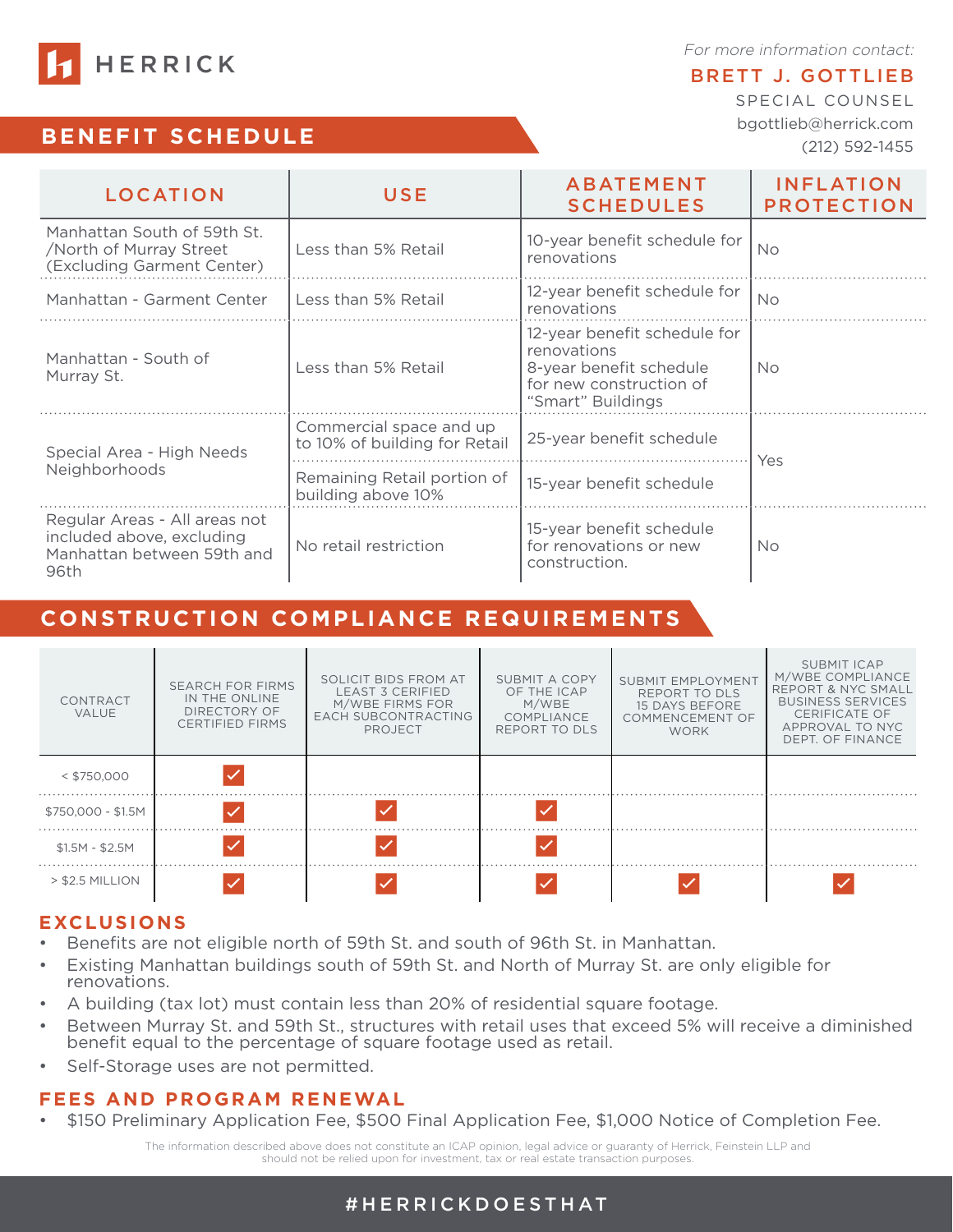HERRICK

*For more information contact:*

**BRETT J. GOTTLIEB**
SPECIAL COUNSEL
bgottlieb@herrick.com
(212) 592-1455

## BENEFIT SCHEDULE

| LOCATION | USE | ABATEMENT SCHEDULES | INFLATION PROTECTION |
|---|---|---|---|
| Manhattan South of 59th St. /North of Murray Street (Excluding Garment Center) | Less than 5% Retail | 10-year benefit schedule for renovations | No |
| Manhattan - Garment Center | Less than 5% Retail | 12-year benefit schedule for renovations | No |
| Manhattan - South of Murray St. | Less than 5% Retail | 12-year benefit schedule for renovations<br>8-year benefit schedule for new construction of "Smart" Buildings | No |
| Special Area - High Needs Neighborhoods | Commercial space and up to 10% of building for Retail | 25-year benefit schedule | Yes |
| | Remaining Retail portion of building above 10% | 15-year benefit schedule | |
| Regular Areas - All areas not included above, excluding Manhattan between 59th and 96th | No retail restriction | 15-year benefit schedule for renovations or new construction. | No |

## CONSTRUCTION COMPLIANCE REQUIREMENTS

| CONTRACT VALUE | SEARCH FOR FIRMS IN THE ONLINE DIRECTORY OF CERTIFIED FIRMS | SOLICIT BIDS FROM AT LEAST 3 CERIFIED M/WBE FIRMS FOR EACH SUBCONTRACTING PROJECT | SUBMIT A COPY OF THE ICAP M/WBE COMPLIANCE REPORT TO DLS | SUBMIT EMPLOYMENT REPORT TO DLS 15 DAYS BEFORE COMMENCEMENT OF WORK | SUBMIT ICAP M/WBE COMPLIANCE REPORT & NYC SMALL BUSINESS SERVICES CERIFICATE OF APPROVAL TO NYC DEPT. OF FINANCE |
|---|---|---|---|---|---|
| < $750,000 | ✓ | | | | |
| $750,000 - $1.5M | ✓ | ✓ | ✓ | | |
| $1.5M - $2.5M | ✓ | ✓ | ✓ | | |
| > $2.5 MILLION | ✓ | ✓ | ✓ | ✓ | ✓ |

## EXCLUSIONS

- Benefits are not eligible north of 59th St. and south of 96th St. in Manhattan.
- Existing Manhattan buildings south of 59th St. and North of Murray St. are only eligible for renovations.
- A building (tax lot) must contain less than 20% of residential square footage.
- Between Murray St. and 59th St., structures with retail uses that exceed 5% will receive a diminished benefit equal to the percentage of square footage used as retail.
- Self-Storage uses are not permitted.

## FEES AND PROGRAM RENEWAL

- $150 Preliminary Application Fee, $500 Final Application Fee, $1,000 Notice of Completion Fee.

The information described above does not constitute an ICAP opinion, legal advice or guaranty of Herrick, Feinstein LLP and should not be relied upon for investment, tax or real estate transaction purposes.

#HERRICKDOESTHAT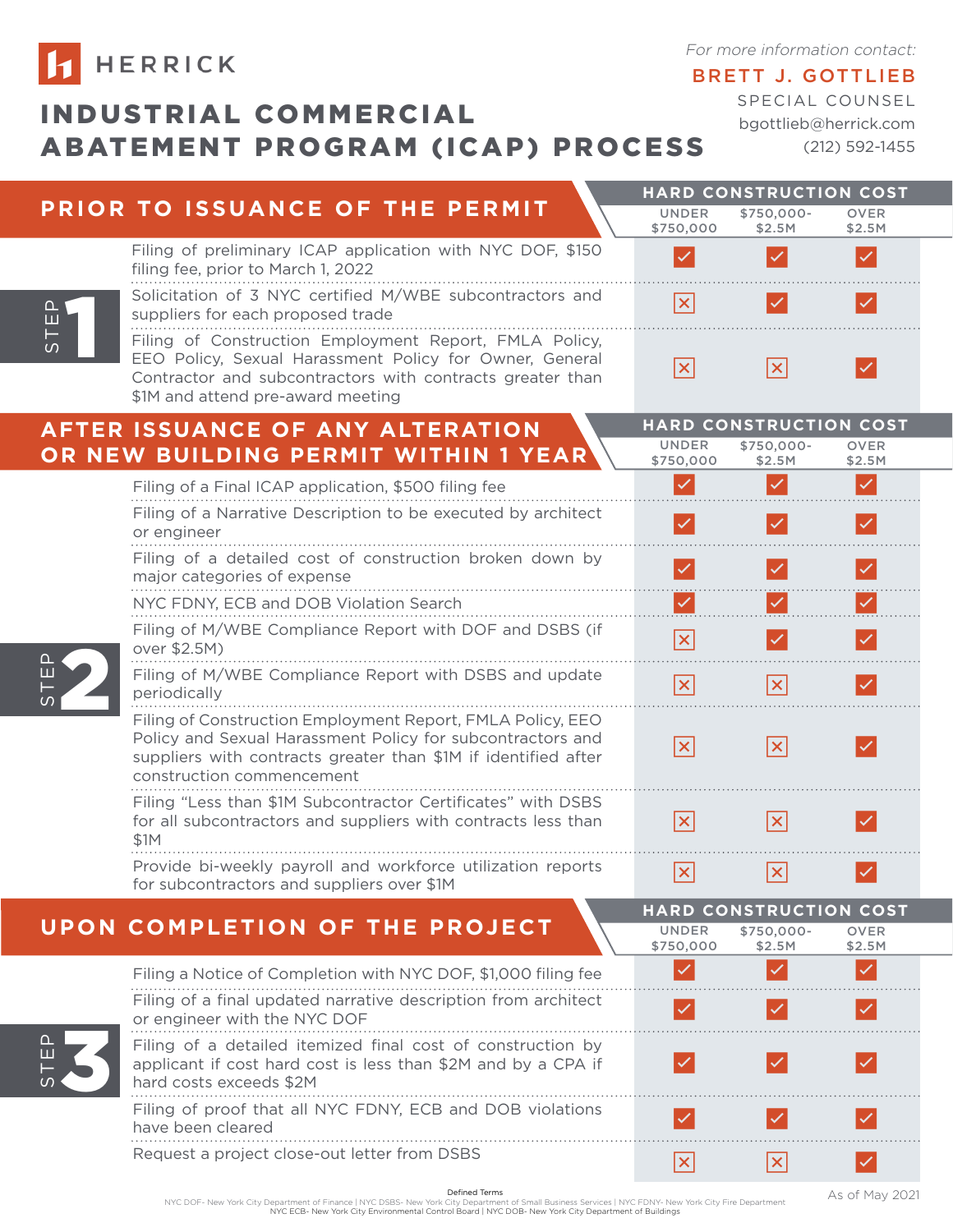HERRICK

# INDUSTRIAL COMMERCIAL ABATEMENT PROGRAM (ICAP) PROCESS

*For more information contact:*

**BRETT J. GOTTLIEB**
SPECIAL COUNSEL
bgottlieb@herrick.com
(212) 592-1455

## STEP 1 — PRIOR TO ISSUANCE OF THE PERMIT

| | HARD CONSTRUCTION COST | | |
|---|---|---|---|
| | UNDER $750,000 | $750,000-$2.5M | OVER $2.5M |
| Filing of preliminary ICAP application with NYC DOF, $150 filing fee, prior to March 1, 2022 | ✓ | ✓ | ✓ |
| Solicitation of 3 NYC certified M/WBE subcontractors and suppliers for each proposed trade | ✗ | ✓ | ✓ |
| Filing of Construction Employment Report, FMLA Policy, EEO Policy, Sexual Harassment Policy for Owner, General Contractor and subcontractors with contracts greater than $1M and attend pre-award meeting | ✗ | ✗ | ✓ |

## STEP 2 — AFTER ISSUANCE OF ANY ALTERATION OR NEW BUILDING PERMIT WITHIN 1 YEAR

| | HARD CONSTRUCTION COST | | |
|---|---|---|---|
| | UNDER $750,000 | $750,000-$2.5M | OVER $2.5M |
| Filing of a Final ICAP application, $500 filing fee | ✓ | ✓ | ✓ |
| Filing of a Narrative Description to be executed by architect or engineer | ✓ | ✓ | ✓ |
| Filing of a detailed cost of construction broken down by major categories of expense | ✓ | ✓ | ✓ |
| NYC FDNY, ECB and DOB Violation Search | ✓ | ✓ | ✓ |
| Filing of M/WBE Compliance Report with DOF and DSBS (if over $2.5M) | ✗ | ✓ | ✓ |
| Filing of M/WBE Compliance Report with DSBS and update periodically | ✗ | ✗ | ✓ |
| Filing of Construction Employment Report, FMLA Policy, EEO Policy and Sexual Harassment Policy for subcontractors and suppliers with contracts greater than $1M if identified after construction commencement | ✗ | ✗ | ✓ |
| Filing "Less than $1M Subcontractor Certificates" with DSBS for all subcontractors and suppliers with contracts less than $1M | ✗ | ✗ | ✓ |
| Provide bi-weekly payroll and workforce utilization reports for subcontractors and suppliers over $1M | ✗ | ✗ | ✓ |

## STEP 3 — UPON COMPLETION OF THE PROJECT

| | HARD CONSTRUCTION COST | | |
|---|---|---|---|
| | UNDER $750,000 | $750,000-$2.5M | OVER $2.5M |
| Filing a Notice of Completion with NYC DOF, $1,000 filing fee | ✓ | ✓ | ✓ |
| Filing of a final updated narrative description from architect or engineer with the NYC DOF | ✓ | ✓ | ✓ |
| Filing of a detailed itemized final cost of construction by applicant if cost hard cost is less than $2M and by a CPA if hard costs exceeds $2M | ✓ | ✓ | ✓ |
| Filing of proof that all NYC FDNY, ECB and DOB violations have been cleared | ✓ | ✓ | ✓ |
| Request a project close-out letter from DSBS | ✗ | ✗ | ✓ |

Defined Terms
NYC DOF- New York City Department of Finance | NYC DSBS- New York City Department of Small Business Services | NYC FDNY- New York City Fire Department
NYC ECB- New York City Environmental Control Board | NYC DOB- New York City Department of Buildings

As of May 2021